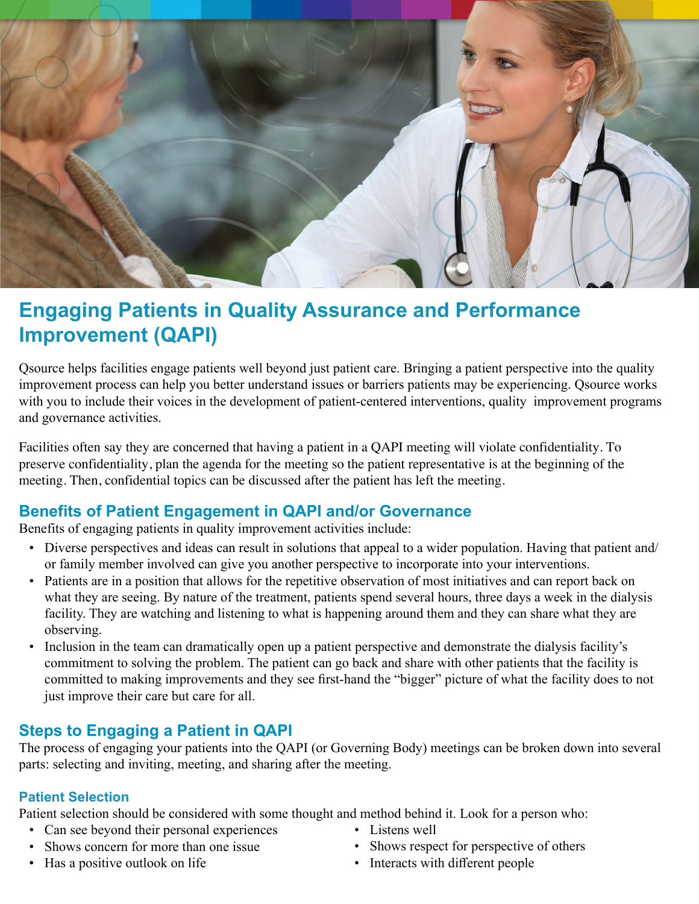# Engaging Patients in Quality Assurance and Performance Improvement (QAPI)

Qsource helps facilities engage patients well beyond just patient care. Bringing a patient perspective into the quality improvement process can help you better understand issues or barriers patients may be experiencing. Qsource works with you to include their voices in the development of patient-centered interventions, quality improvement programs and governance activities.

Facilities often say they are concerned that having a patient in a QAPI meeting will violate confidentiality. To preserve confidentiality, plan the agenda for the meeting so the patient representative is at the beginning of the meeting. Then, confidential topics can be discussed after the patient has left the meeting.

## Benefits of Patient Engagement in QAPI and/or Governance

Benefits of engaging patients in quality improvement activities include:

- Diverse perspectives and ideas can result in solutions that appeal to a wider population. Having that patient and/or family member involved can give you another perspective to incorporate into your interventions.
- Patients are in a position that allows for the repetitive observation of most initiatives and can report back on what they are seeing. By nature of the treatment, patients spend several hours, three days a week in the dialysis facility. They are watching and listening to what is happening around them and they can share what they are observing.
- Inclusion in the team can dramatically open up a patient perspective and demonstrate the dialysis facility's commitment to solving the problem. The patient can go back and share with other patients that the facility is committed to making improvements and they see first-hand the "bigger" picture of what the facility does to not just improve their care but care for all.

## Steps to Engaging a Patient in QAPI

The process of engaging your patients into the QAPI (or Governing Body) meetings can be broken down into several parts: selecting and inviting, meeting, and sharing after the meeting.

### Patient Selection

Patient selection should be considered with some thought and method behind it. Look for a person who:

- Can see beyond their personal experiences
- Shows concern for more than one issue
- Has a positive outlook on life
- Listens well
- Shows respect for perspective of others
- Interacts with different people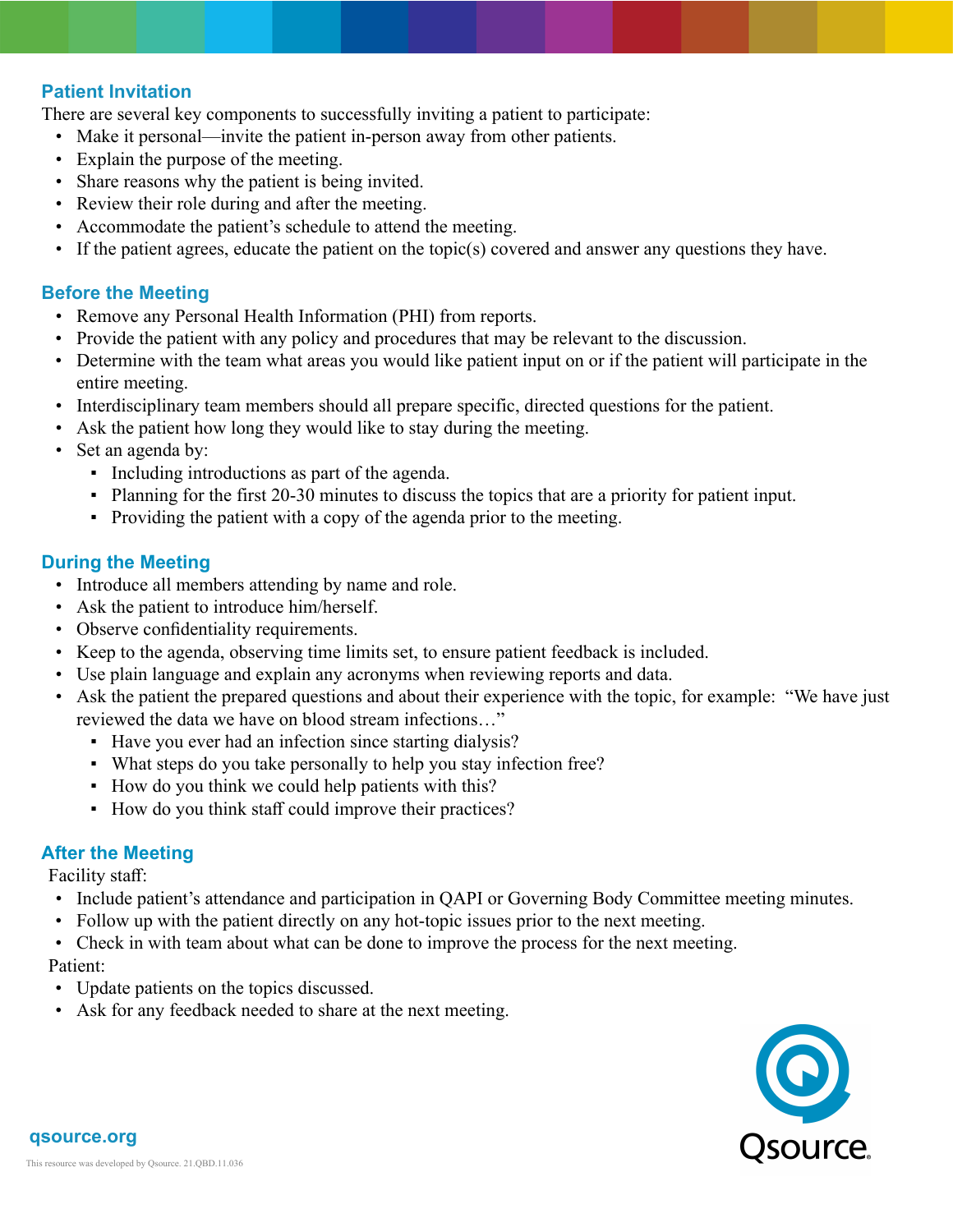## Patient Invitation

There are several key components to successfully inviting a patient to participate:

- Make it personal—invite the patient in-person away from other patients.
- Explain the purpose of the meeting.
- Share reasons why the patient is being invited.
- Review their role during and after the meeting.
- Accommodate the patient's schedule to attend the meeting.
- If the patient agrees, educate the patient on the topic(s) covered and answer any questions they have.

## Before the Meeting

- Remove any Personal Health Information (PHI) from reports.
- Provide the patient with any policy and procedures that may be relevant to the discussion.
- Determine with the team what areas you would like patient input on or if the patient will participate in the entire meeting.
- Interdisciplinary team members should all prepare specific, directed questions for the patient.
- Ask the patient how long they would like to stay during the meeting.
- Set an agenda by:
  - Including introductions as part of the agenda.
  - Planning for the first 20-30 minutes to discuss the topics that are a priority for patient input.
  - Providing the patient with a copy of the agenda prior to the meeting.

## During the Meeting

- Introduce all members attending by name and role.
- Ask the patient to introduce him/herself.
- Observe confidentiality requirements.
- Keep to the agenda, observing time limits set, to ensure patient feedback is included.
- Use plain language and explain any acronyms when reviewing reports and data.
- Ask the patient the prepared questions and about their experience with the topic, for example: "We have just reviewed the data we have on blood stream infections…"
  - Have you ever had an infection since starting dialysis?
  - What steps do you take personally to help you stay infection free?
  - How do you think we could help patients with this?
  - How do you think staff could improve their practices?

## After the Meeting

Facility staff:

- Include patient's attendance and participation in QAPI or Governing Body Committee meeting minutes.
- Follow up with the patient directly on any hot-topic issues prior to the next meeting.
- Check in with team about what can be done to improve the process for the next meeting.

Patient:

- Update patients on the topics discussed.
- Ask for any feedback needed to share at the next meeting.

qsource.org

This resource was developed by Qsource. 21.QBD.11.036

Qsource.